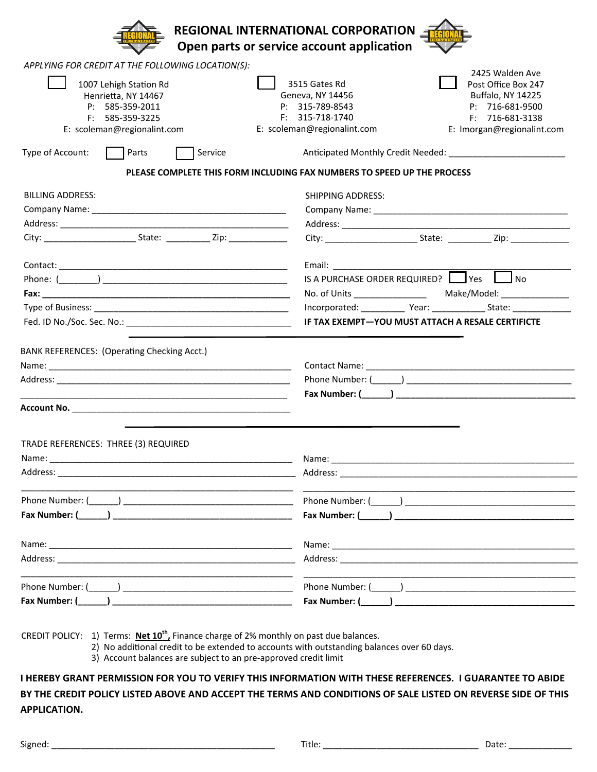# REGIONAL INTERNATIONAL CORPORATION

## Open parts or service account application

*APPLYING FOR CREDIT AT THE FOLLOWING LOCATION(S):*

| ☐ | ☐ | ☐ |
|---|---|---|
| 1007 Lehigh Station Rd<br>Henrietta, NY 14467<br>P: 585-359-2011<br>F: 585-359-3225<br>E: scoleman@regionalint.com | 3515 Gates Rd<br>Geneva, NY 14456<br>P: 315-789-8543<br>F: 315-718-1740<br>E: scoleman@regionalint.com | 2425 Walden Ave<br>Post Office Box 247<br>Buffalo, NY 14225<br>P: 716-681-9500<br>F: 716-681-3138<br>E: lmorgan@regionalint.com |

Type of Account: ☐ Parts ☐ Service Anticipated Monthly Credit Needed: ______________________

**PLEASE COMPLETE THIS FORM INCLUDING FAX NUMBERS TO SPEED UP THE PROCESS**

BILLING ADDRESS:

Company Name: ________________________________________

Address: ________________________________________

City: __________________ State: _________ Zip: ____________

Contact: ________________________________________

Phone: (_______) ________________________________________

**Fax: ________________________________________**

Type of Business: ________________________________________

Fed. ID No./Soc. Sec. No.: ________________________________

SHIPPING ADDRESS:

Company Name: ________________________________________

Address: ________________________________________

City: __________________ State: _________ Zip: ____________

Email: ________________________________________

IS A PURCHASE ORDER REQUIRED? ☐ Yes ☐ No

No. of Units _______________ Make/Model: ______________

Incorporated: _________ Year: ___________ State: ____________

**IF TAX EXEMPT—YOU MUST ATTACH A RESALE CERTIFICTE**

---

BANK REFERENCES: (Operating Checking Acct.)

Name: ________________________________________

Address: ________________________________________

________________________________________

**Account No.** ________________________________________

Contact Name: ________________________________________

Phone Number: (______) ________________________________

**Fax Number: (______) ________________________________**

---

TRADE REFERENCES: THREE (3) REQUIRED

Name: ________________________________________

Address: ________________________________________

________________________________________

Phone Number: (______) ________________________________

**Fax Number: (______) ________________________________**

Name: ________________________________________

Address: ________________________________________

________________________________________

Phone Number: (______) ________________________________

**Fax Number: (______) ________________________________**

Name: ________________________________________

Address: ________________________________________

________________________________________

Phone Number: (______) ________________________________

**Fax Number: (______) ________________________________**

Name: ________________________________________

Address: ________________________________________

________________________________________

Phone Number: (______) ________________________________

**Fax Number: (______) ________________________________**

CREDIT POLICY:

1) Terms: **Net 10th,** Finance charge of 2% monthly on past due balances.
2) No additional credit to be extended to accounts with outstanding balances over 60 days.
3) Account balances are subject to an pre-approved credit limit

**I HEREBY GRANT PERMISSION FOR YOU TO VERIFY THIS INFORMATION WITH THESE REFERENCES. I GUARANTEE TO ABIDE BY THE CREDIT POLICY LISTED ABOVE AND ACCEPT THE TERMS AND CONDITIONS OF SALE LISTED ON REVERSE SIDE OF THIS APPLICATION.**

Signed: ________________________________________ Title: ______________________________ Date: ____________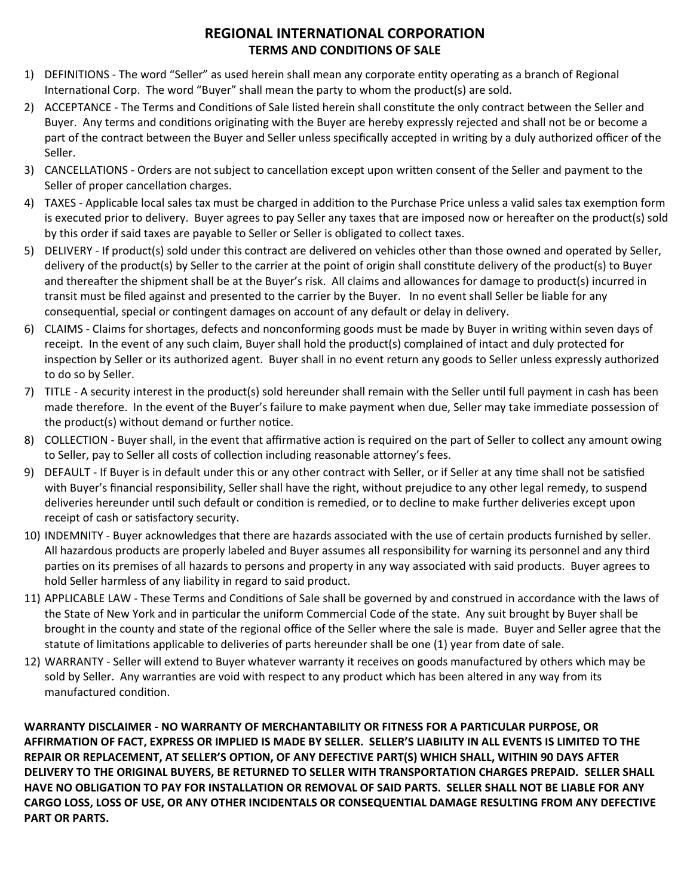# REGIONAL INTERNATIONAL CORPORATION
## TERMS AND CONDITIONS OF SALE

1) DEFINITIONS - The word “Seller” as used herein shall mean any corporate entity operating as a branch of Regional International Corp. The word “Buyer” shall mean the party to whom the product(s) are sold.
2) ACCEPTANCE - The Terms and Conditions of Sale listed herein shall constitute the only contract between the Seller and Buyer. Any terms and conditions originating with the Buyer are hereby expressly rejected and shall not be or become a part of the contract between the Buyer and Seller unless specifically accepted in writing by a duly authorized officer of the Seller.
3) CANCELLATIONS - Orders are not subject to cancellation except upon written consent of the Seller and payment to the Seller of proper cancellation charges.
4) TAXES - Applicable local sales tax must be charged in addition to the Purchase Price unless a valid sales tax exemption form is executed prior to delivery. Buyer agrees to pay Seller any taxes that are imposed now or hereafter on the product(s) sold by this order if said taxes are payable to Seller or Seller is obligated to collect taxes.
5) DELIVERY - If product(s) sold under this contract are delivered on vehicles other than those owned and operated by Seller, delivery of the product(s) by Seller to the carrier at the point of origin shall constitute delivery of the product(s) to Buyer and thereafter the shipment shall be at the Buyer’s risk. All claims and allowances for damage to product(s) incurred in transit must be filed against and presented to the carrier by the Buyer. In no event shall Seller be liable for any consequential, special or contingent damages on account of any default or delay in delivery.
6) CLAIMS - Claims for shortages, defects and nonconforming goods must be made by Buyer in writing within seven days of receipt. In the event of any such claim, Buyer shall hold the product(s) complained of intact and duly protected for inspection by Seller or its authorized agent. Buyer shall in no event return any goods to Seller unless expressly authorized to do so by Seller.
7) TITLE - A security interest in the product(s) sold hereunder shall remain with the Seller until full payment in cash has been made therefore. In the event of the Buyer’s failure to make payment when due, Seller may take immediate possession of the product(s) without demand or further notice.
8) COLLECTION - Buyer shall, in the event that affirmative action is required on the part of Seller to collect any amount owing to Seller, pay to Seller all costs of collection including reasonable attorney’s fees.
9) DEFAULT - If Buyer is in default under this or any other contract with Seller, or if Seller at any time shall not be satisfied with Buyer’s financial responsibility, Seller shall have the right, without prejudice to any other legal remedy, to suspend deliveries hereunder until such default or condition is remedied, or to decline to make further deliveries except upon receipt of cash or satisfactory security.
10) INDEMNITY - Buyer acknowledges that there are hazards associated with the use of certain products furnished by seller. All hazardous products are properly labeled and Buyer assumes all responsibility for warning its personnel and any third parties on its premises of all hazards to persons and property in any way associated with said products. Buyer agrees to hold Seller harmless of any liability in regard to said product.
11) APPLICABLE LAW - These Terms and Conditions of Sale shall be governed by and construed in accordance with the laws of the State of New York and in particular the uniform Commercial Code of the state. Any suit brought by Buyer shall be brought in the county and state of the regional office of the Seller where the sale is made. Buyer and Seller agree that the statute of limitations applicable to deliveries of parts hereunder shall be one (1) year from date of sale.
12) WARRANTY - Seller will extend to Buyer whatever warranty it receives on goods manufactured by others which may be sold by Seller. Any warranties are void with respect to any product which has been altered in any way from its manufactured condition.

**WARRANTY DISCLAIMER - NO WARRANTY OF MERCHANTABILITY OR FITNESS FOR A PARTICULAR PURPOSE, OR AFFIRMATION OF FACT, EXPRESS OR IMPLIED IS MADE BY SELLER. SELLER’S LIABILITY IN ALL EVENTS IS LIMITED TO THE REPAIR OR REPLACEMENT, AT SELLER’S OPTION, OF ANY DEFECTIVE PART(S) WHICH SHALL, WITHIN 90 DAYS AFTER DELIVERY TO THE ORIGINAL BUYERS, BE RETURNED TO SELLER WITH TRANSPORTATION CHARGES PREPAID. SELLER SHALL HAVE NO OBLIGATION TO PAY FOR INSTALLATION OR REMOVAL OF SAID PARTS. SELLER SHALL NOT BE LIABLE FOR ANY CARGO LOSS, LOSS OF USE, OR ANY OTHER INCIDENTALS OR CONSEQUENTIAL DAMAGE RESULTING FROM ANY DEFECTIVE PART OR PARTS.**